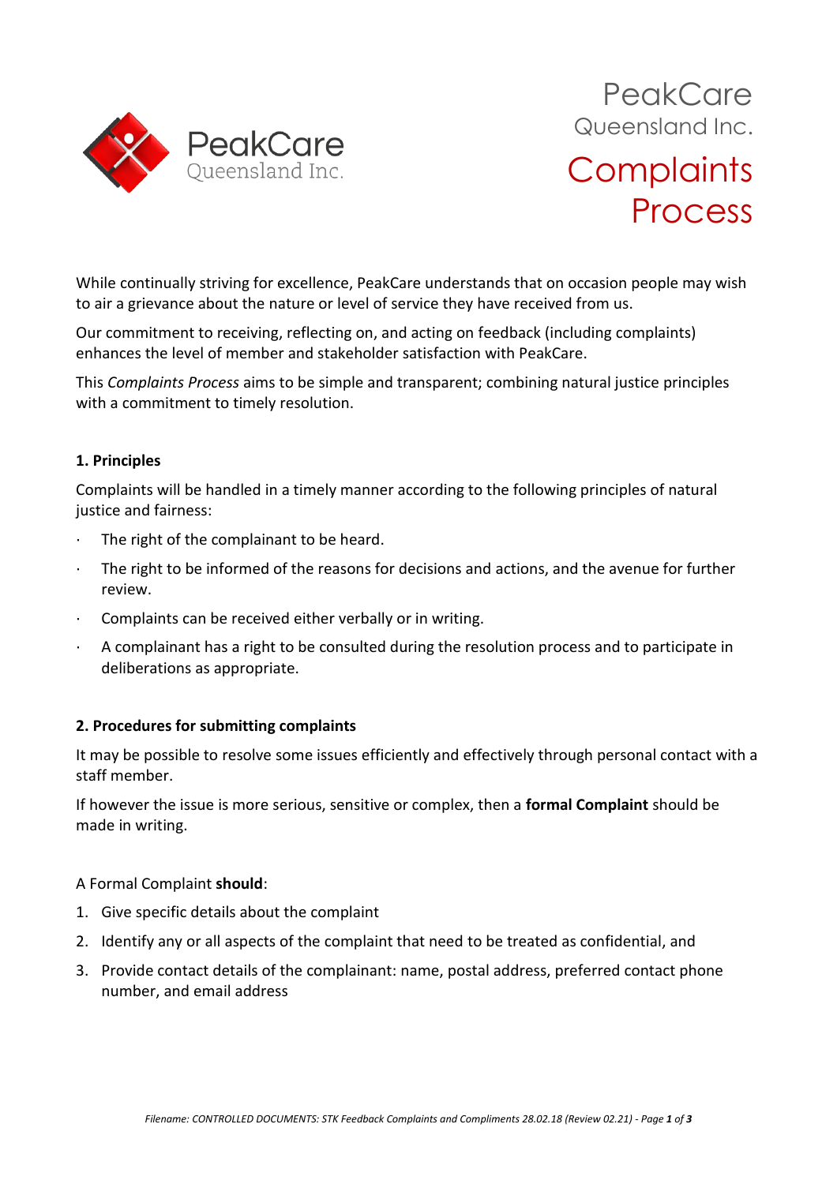PeakCare Queensland Inc.

# Complaints Process

While continually striving for excellence, PeakCare understands that on occasion people may wish to air a grievance about the nature or level of service they have received from us.

Our commitment to receiving, reflecting on, and acting on feedback (including complaints) enhances the level of member and stakeholder satisfaction with PeakCare.

This *Complaints Process* aims to be simple and transparent; combining natural justice principles with a commitment to timely resolution.

### 1. Principles

Complaints will be handled in a timely manner according to the following principles of natural justice and fairness:

- The right of the complainant to be heard.
- The right to be informed of the reasons for decisions and actions, and the avenue for further review.
- Complaints can be received either verbally or in writing.
- A complainant has a right to be consulted during the resolution process and to participate in deliberations as appropriate.

### 2. Procedures for submitting complaints

It may be possible to resolve some issues efficiently and effectively through personal contact with a staff member.

If however the issue is more serious, sensitive or complex, then a **formal Complaint** should be made in writing.

A Formal Complaint **should**:

1. Give specific details about the complaint
2. Identify any or all aspects of the complaint that need to be treated as confidential, and
3. Provide contact details of the complainant: name, postal address, preferred contact phone number, and email address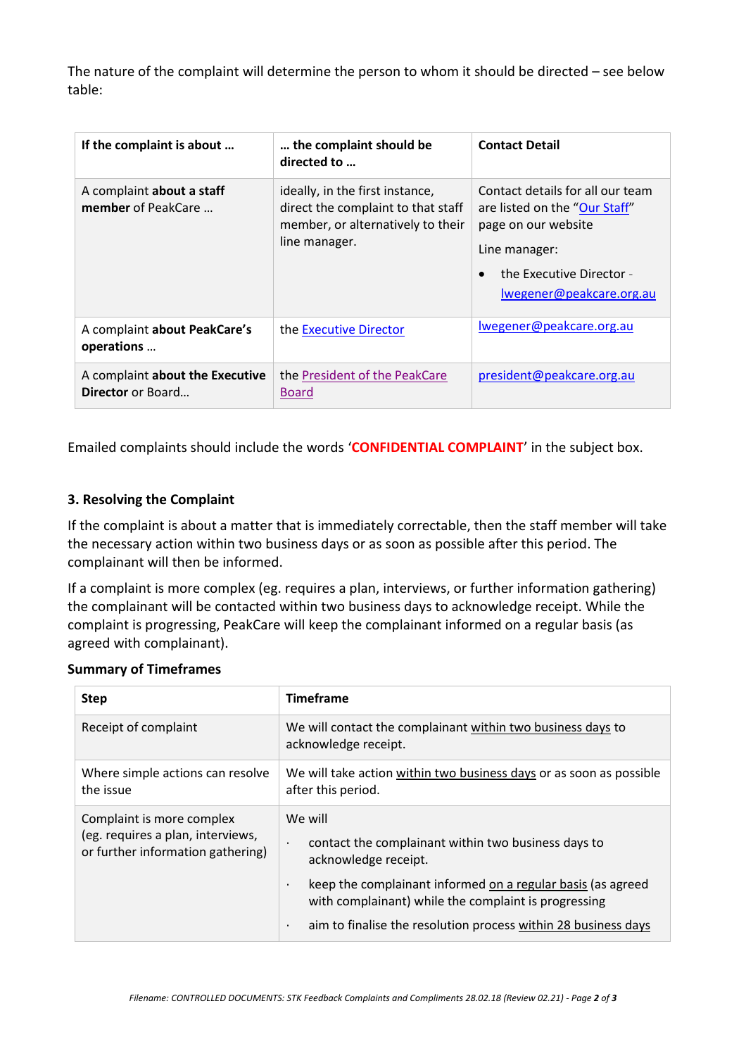The nature of the complaint will determine the person to whom it should be directed – see below table:

| If the complaint is about … | … the complaint should be directed to … | Contact Detail |
|---|---|---|
| A complaint **about a staff member** of PeakCare … | ideally, in the first instance, direct the complaint to that staff member, or alternatively to their line manager. | Contact details for all our team are listed on the "Our Staff" page on our website<br>Line manager:<br>• the Executive Director - lwegener@peakcare.org.au |
| A complaint **about PeakCare's operations** … | the Executive Director | lwegener@peakcare.org.au |
| A complaint **about the Executive Director** or Board… | the President of the PeakCare Board | president@peakcare.org.au |

Emailed complaints should include the words '**CONFIDENTIAL COMPLAINT**' in the subject box.

### 3. Resolving the Complaint

If the complaint is about a matter that is immediately correctable, then the staff member will take the necessary action within two business days or as soon as possible after this period. The complainant will then be informed.

If a complaint is more complex (eg. requires a plan, interviews, or further information gathering) the complainant will be contacted within two business days to acknowledge receipt. While the complaint is progressing, PeakCare will keep the complainant informed on a regular basis (as agreed with complainant).

**Summary of Timeframes**

| Step | Timeframe |
|---|---|
| Receipt of complaint | We will contact the complainant within two business days to acknowledge receipt. |
| Where simple actions can resolve the issue | We will take action within two business days or as soon as possible after this period. |
| Complaint is more complex (eg. requires a plan, interviews, or further information gathering) | We will<br>· contact the complainant within two business days to acknowledge receipt.<br>· keep the complainant informed on a regular basis (as agreed with complainant) while the complaint is progressing<br>· aim to finalise the resolution process within 28 business days |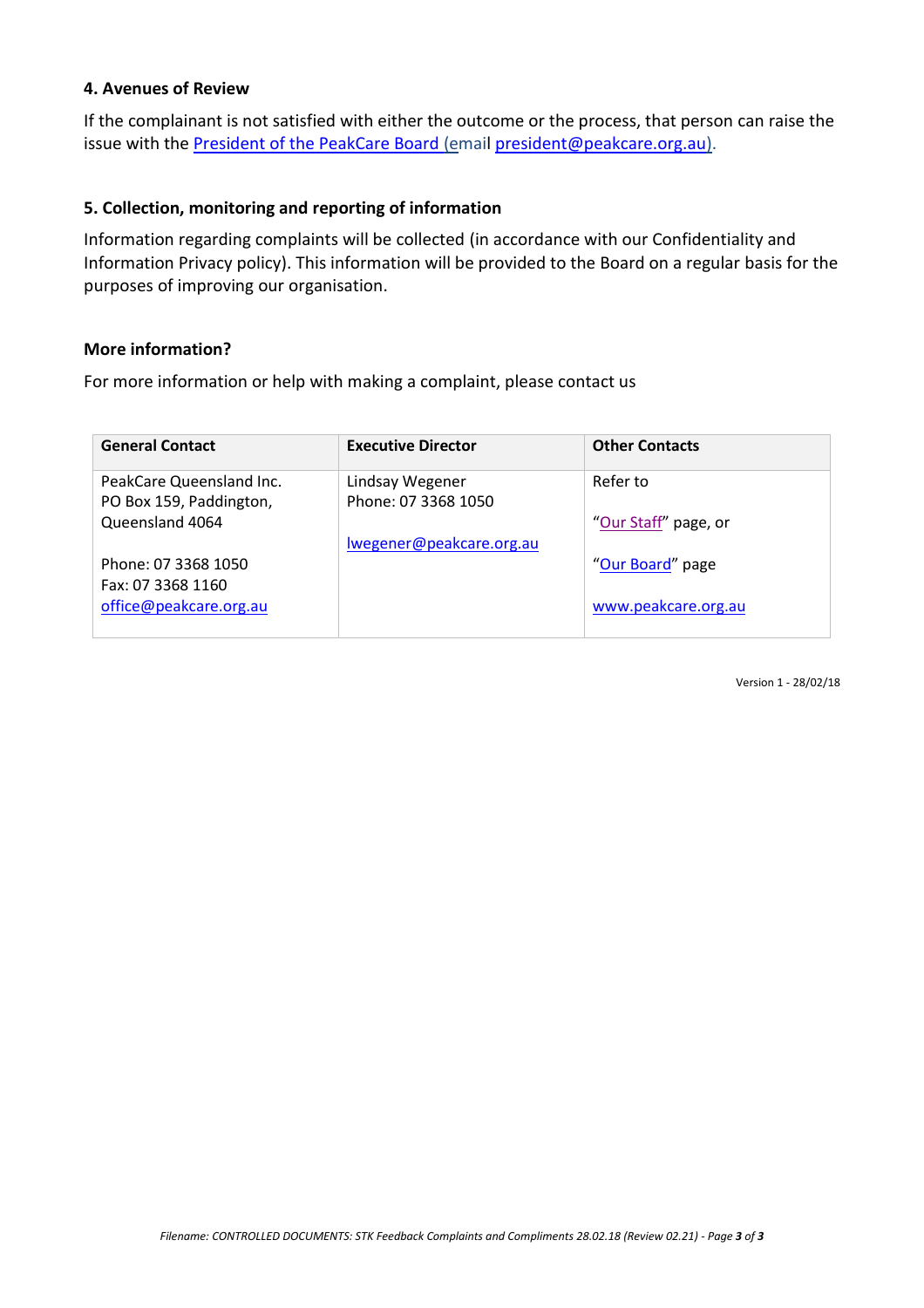#### 4. Avenues of Review

If the complainant is not satisfied with either the outcome or the process, that person can raise the issue with the President of the PeakCare Board (email president@peakcare.org.au).

#### 5. Collection, monitoring and reporting of information

Information regarding complaints will be collected (in accordance with our Confidentiality and Information Privacy policy). This information will be provided to the Board on a regular basis for the purposes of improving our organisation.

#### More information?

For more information or help with making a complaint, please contact us

| General Contact | Executive Director | Other Contacts |
|---|---|---|
| PeakCare Queensland Inc.<br>PO Box 159, Paddington,<br>Queensland 4064<br><br>Phone: 07 3368 1050<br>Fax: 07 3368 1160<br>office@peakcare.org.au | Lindsay Wegener<br>Phone: 07 3368 1050<br><br>lwegener@peakcare.org.au | Refer to<br><br>"Our Staff" page, or<br><br>"Our Board" page<br><br>www.peakcare.org.au |

Version 1 - 28/02/18